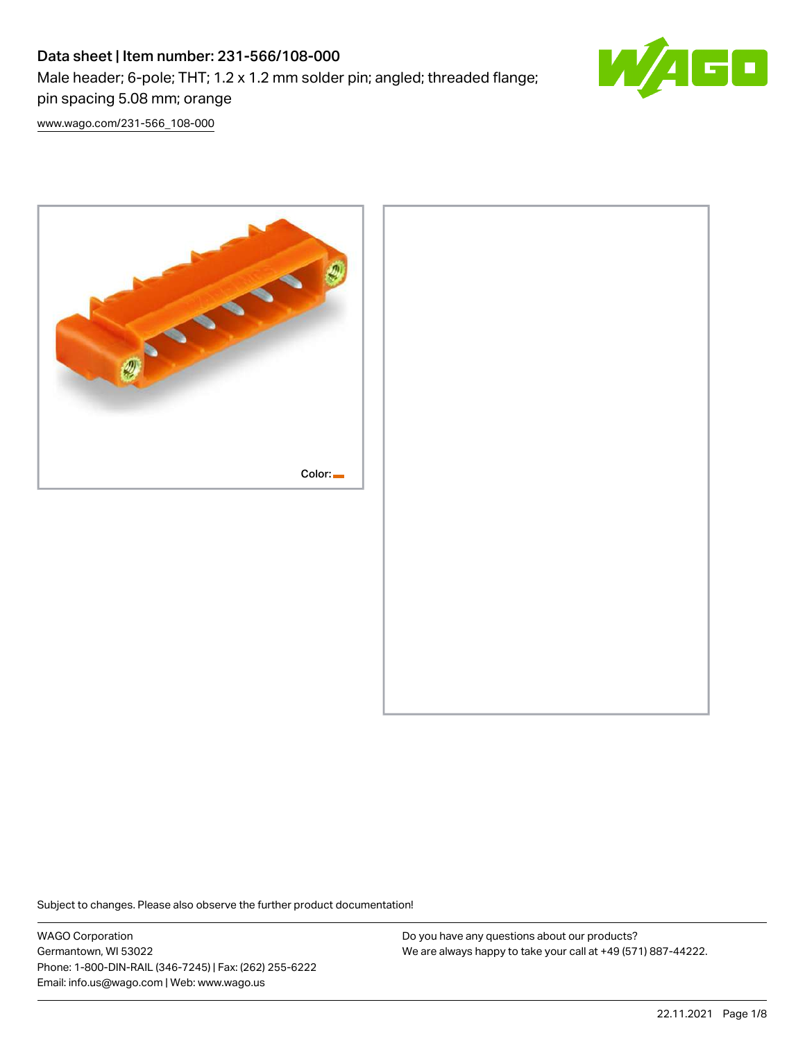# Data sheet | Item number: 231-566/108-000

Male header; 6-pole; THT; 1.2 x 1.2 mm solder pin; angled; threaded flange; pin spacing 5.08 mm; orange

www.wago.com/231-566_108-000

Color:

Subject to changes. Please also observe the further product documentation!

WAGO Corporation
Germantown, WI 53022
Phone: 1-800-DIN-RAIL (346-7245) | Fax: (262) 255-6222
Email: info.us@wago.com | Web: www.wago.us

Do you have any questions about our products?
We are always happy to take your call at +49 (571) 887-44222.

22.11.2021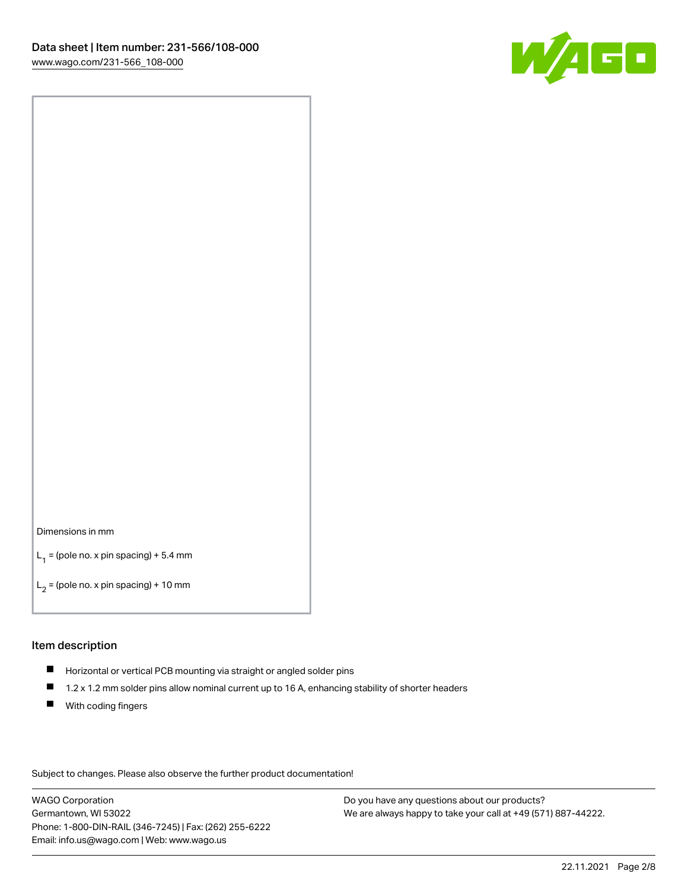Dimensions in mm

$L_1$ = (pole no. x pin spacing) + 5.4 mm

$L_2$ = (pole no. x pin spacing) + 10 mm

## Item description

- Horizontal or vertical PCB mounting via straight or angled solder pins
- 1.2 x 1.2 mm solder pins allow nominal current up to 16 A, enhancing stability of shorter headers
- With coding fingers

Subject to changes. Please also observe the further product documentation!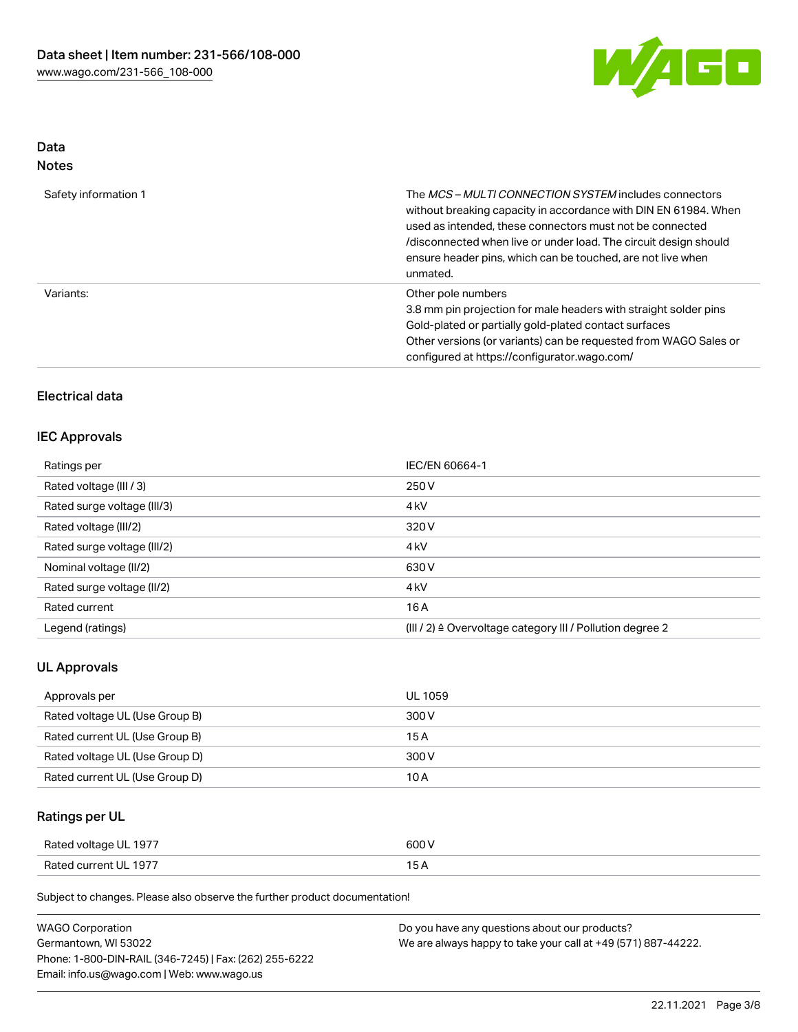## Data

### Notes

| | |
|---|---|
| Safety information 1 | The *MCS – MULTI CONNECTION SYSTEM* includes connectors without breaking capacity in accordance with DIN EN 61984. When used as intended, these connectors must not be connected /disconnected when live or under load. The circuit design should ensure header pins, which can be touched, are not live when unmated. |
| Variants: | Other pole numbers<br>3.8 mm pin projection for male headers with straight solder pins<br>Gold-plated or partially gold-plated contact surfaces<br>Other versions (or variants) can be requested from WAGO Sales or configured at https://configurator.wago.com/ |

## Electrical data

### IEC Approvals

| | |
|---|---|
| Ratings per | IEC/EN 60664-1 |
| Rated voltage (III / 3) | 250 V |
| Rated surge voltage (III/3) | 4 kV |
| Rated voltage (III/2) | 320 V |
| Rated surge voltage (III/2) | 4 kV |
| Nominal voltage (II/2) | 630 V |
| Rated surge voltage (II/2) | 4 kV |
| Rated current | 16 A |
| Legend (ratings) | (III / 2) ≙ Overvoltage category III / Pollution degree 2 |

### UL Approvals

| | |
|---|---|
| Approvals per | UL 1059 |
| Rated voltage UL (Use Group B) | 300 V |
| Rated current UL (Use Group B) | 15 A |
| Rated voltage UL (Use Group D) | 300 V |
| Rated current UL (Use Group D) | 10 A |

### Ratings per UL

| | |
|---|---|
| Rated voltage UL 1977 | 600 V |
| Rated current UL 1977 | 15 A |

Subject to changes. Please also observe the further product documentation!

WAGO Corporation
Germantown, WI 53022
Phone: 1-800-DIN-RAIL (346-7245) | Fax: (262) 255-6222
Email: info.us@wago.com | Web: www.wago.us

Do you have any questions about our products?
We are always happy to take your call at +49 (571) 887-44222.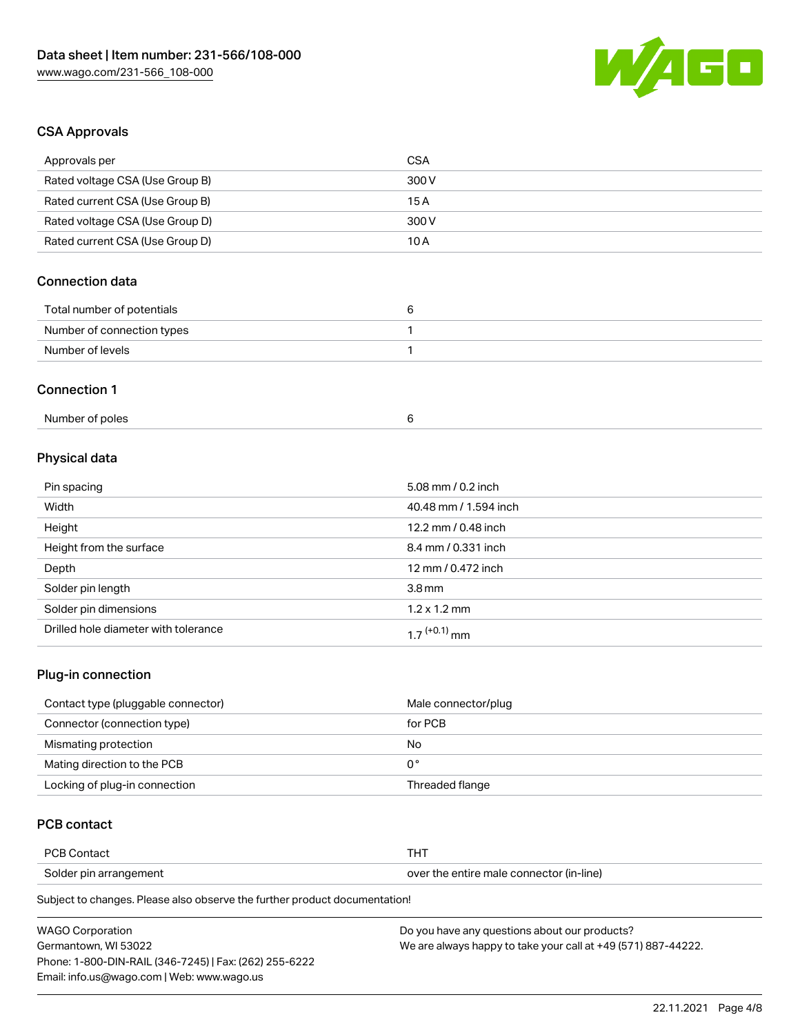## CSA Approvals

| | |
|---|---|
| Approvals per | CSA |
| Rated voltage CSA (Use Group B) | 300 V |
| Rated current CSA (Use Group B) | 15 A |
| Rated voltage CSA (Use Group D) | 300 V |
| Rated current CSA (Use Group D) | 10 A |

## Connection data

| | |
|---|---|
| Total number of potentials | 6 |
| Number of connection types | 1 |
| Number of levels | 1 |

## Connection 1

| | |
|---|---|
| Number of poles | 6 |

## Physical data

| | |
|---|---|
| Pin spacing | 5.08 mm / 0.2 inch |
| Width | 40.48 mm / 1.594 inch |
| Height | 12.2 mm / 0.48 inch |
| Height from the surface | 8.4 mm / 0.331 inch |
| Depth | 12 mm / 0.472 inch |
| Solder pin length | 3.8 mm |
| Solder pin dimensions | 1.2 x 1.2 mm |
| Drilled hole diameter with tolerance | $1.7^{(+0.1)}$ mm |

## Plug-in connection

| | |
|---|---|
| Contact type (pluggable connector) | Male connector/plug |
| Connector (connection type) | for PCB |
| Mismating protection | No |
| Mating direction to the PCB | 0 ° |
| Locking of plug-in connection | Threaded flange |

## PCB contact

| | |
|---|---|
| PCB Contact | THT |
| Solder pin arrangement | over the entire male connector (in-line) |

Subject to changes. Please also observe the further product documentation!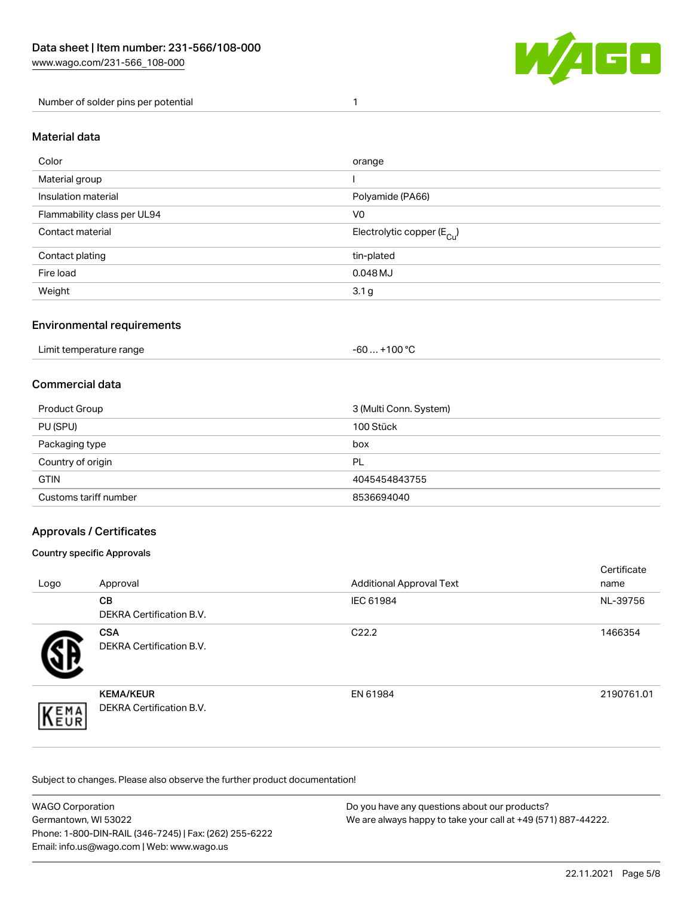| Number of solder pins per potential | 1 |
| --- | --- |

## Material data

| Color | orange |
| --- | --- |
| Material group | I |
| Insulation material | Polyamide (PA66) |
| Flammability class per UL94 | V0 |
| Contact material | Electrolytic copper ($E_{Cu}$) |
| Contact plating | tin-plated |
| Fire load | 0.048 MJ |
| Weight | 3.1 g |

## Environmental requirements

| Limit temperature range | -60 … +100 °C |
| --- | --- |

## Commercial data

| Product Group | 3 (Multi Conn. System) |
| --- | --- |
| PU (SPU) | 100 Stück |
| Packaging type | box |
| Country of origin | PL |
| GTIN | 4045454843755 |
| Customs tariff number | 8536694040 |

## Approvals / Certificates

### Country specific Approvals

| Logo | Approval | Additional Approval Text | Certificate name |
| --- | --- | --- | --- |
| | **CB** DEKRA Certification B.V. | IEC 61984 | NL-39756 |
| | **CSA** DEKRA Certification B.V. | C22.2 | 1466354 |
| | **KEMA/KEUR** DEKRA Certification B.V. | EN 61984 | 2190761.01 |

Subject to changes. Please also observe the further product documentation!

WAGO Corporation
Germantown, WI 53022
Phone: 1-800-DIN-RAIL (346-7245) | Fax: (262) 255-6222
Email: info.us@wago.com | Web: www.wago.us

Do you have any questions about our products?
We are always happy to take your call at +49 (571) 887-44222.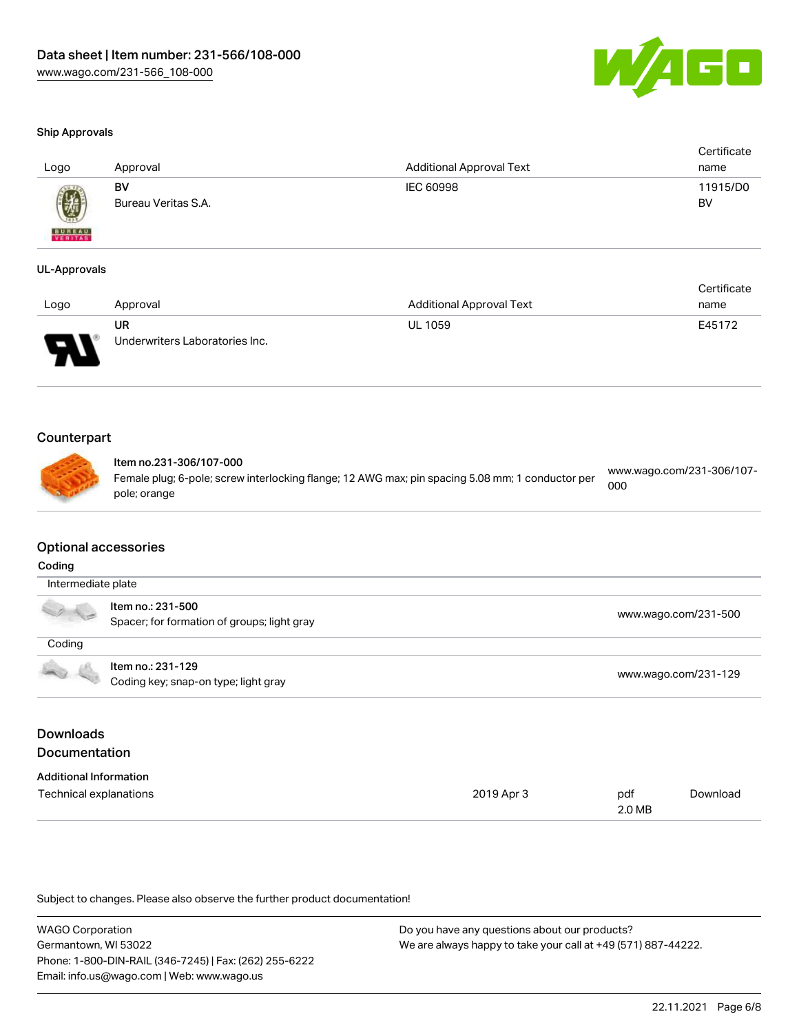#### Ship Approvals

| Logo | Approval | Additional Approval Text | Certificate name |
|---|---|---|---|
| | BV<br>Bureau Veritas S.A. | IEC 60998 | 11915/D0 BV |

#### UL-Approvals

| Logo | Approval | Additional Approval Text | Certificate name |
|---|---|---|---|
| | UR<br>Underwriters Laboratories Inc. | UL 1059 | E45172 |

## Counterpart

| | | |
|---|---|---|
| | **Item no.231-306/107-000**<br>Female plug; 6-pole; screw interlocking flange; 12 AWG max; pin spacing 5.08 mm; 1 conductor per pole; orange | www.wago.com/231-306/107-000 |

## Optional accessories

#### Coding

| Intermediate plate | | |
|---|---|---|
| | **Item no.: 231-500**<br>Spacer; for formation of groups; light gray | www.wago.com/231-500 |

| Coding | | |
|---|---|---|
| | **Item no.: 231-129**<br>Coding key; snap-on type; light gray | www.wago.com/231-129 |

## Downloads
## Documentation

#### Additional Information

| | | | |
|---|---|---|---|
| Technical explanations | 2019 Apr 3 | pdf<br>2.0 MB | Download |

Subject to changes. Please also observe the further product documentation!

WAGO Corporation
Germantown, WI 53022
Phone: 1-800-DIN-RAIL (346-7245) | Fax: (262) 255-6222
Email: info.us@wago.com | Web: www.wago.us

Do you have any questions about our products?
We are always happy to take your call at +49 (571) 887-44222.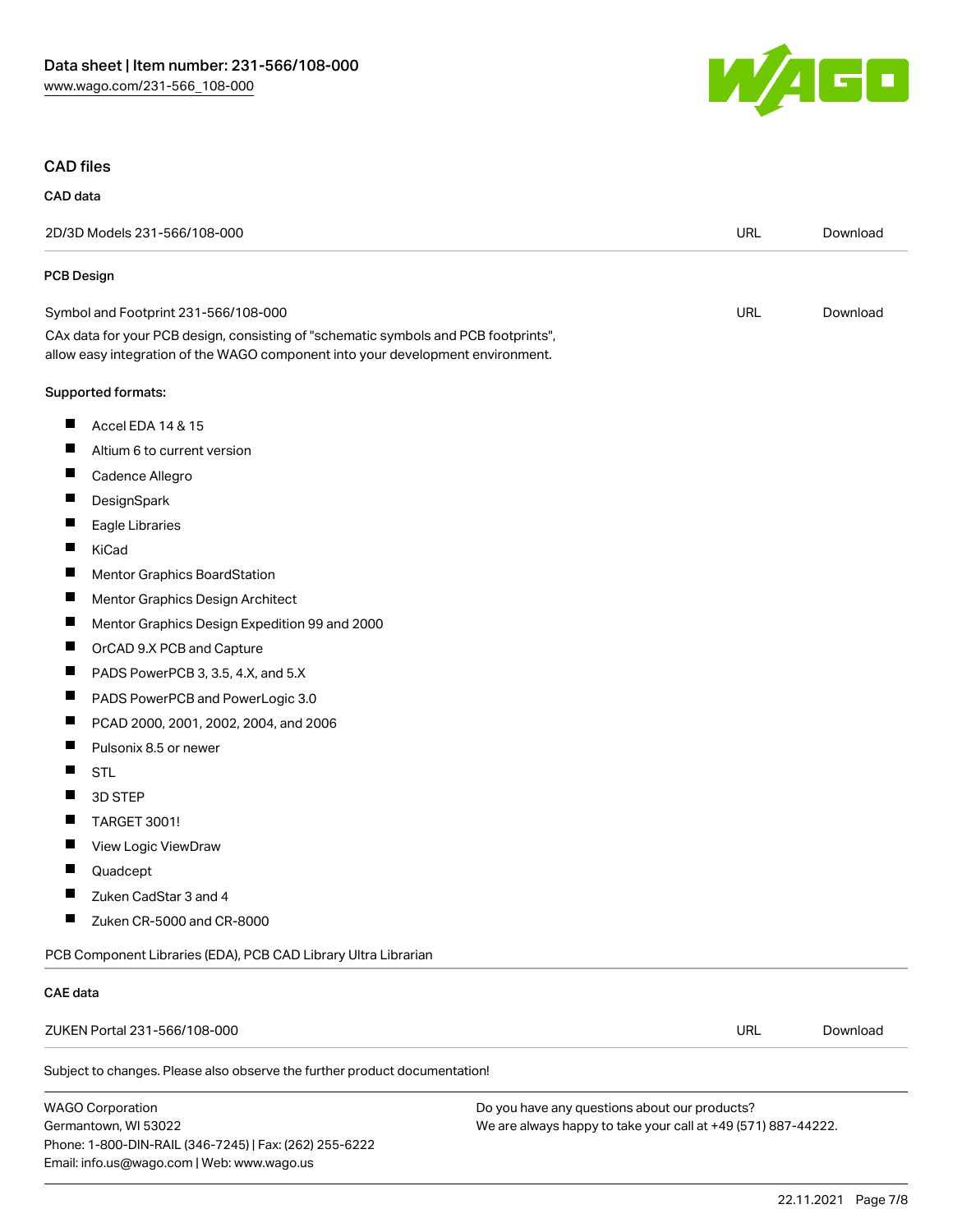## CAD files

### CAD data

| 2D/3D Models 231-566/108-000 | URL | Download |
| --- | --- | --- |

### PCB Design

| Symbol and Footprint 231-566/108-000 | URL | Download |
| --- | --- | --- |

CAx data for your PCB design, consisting of "schematic symbols and PCB footprints", allow easy integration of the WAGO component into your development environment.

Supported formats:

- Accel EDA 14 & 15
- Altium 6 to current version
- Cadence Allegro
- DesignSpark
- Eagle Libraries
- KiCad
- Mentor Graphics BoardStation
- Mentor Graphics Design Architect
- Mentor Graphics Design Expedition 99 and 2000
- OrCAD 9.X PCB and Capture
- PADS PowerPCB 3, 3.5, 4.X, and 5.X
- PADS PowerPCB and PowerLogic 3.0
- PCAD 2000, 2001, 2002, 2004, and 2006
- Pulsonix 8.5 or newer
- STL
- 3D STEP
- TARGET 3001!
- View Logic ViewDraw
- Quadcept
- Zuken CadStar 3 and 4
- Zuken CR-5000 and CR-8000

PCB Component Libraries (EDA), PCB CAD Library Ultra Librarian

### CAE data

| ZUKEN Portal 231-566/108-000 | URL | Download |
| --- | --- | --- |

Subject to changes. Please also observe the further product documentation!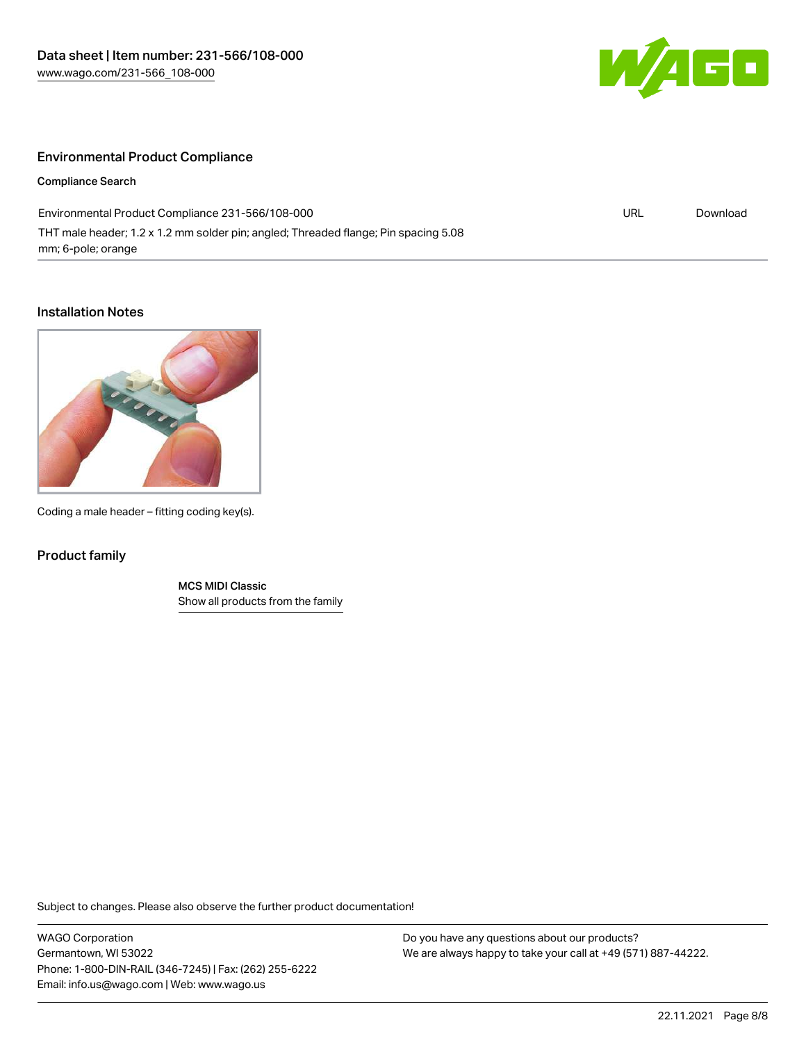## Environmental Product Compliance

**Compliance Search**

| | | |
|---|---|---|
| Environmental Product Compliance 231-566/108-000<br>THT male header; 1.2 x 1.2 mm solder pin; angled; Threaded flange; Pin spacing 5.08 mm; 6-pole; orange | URL | Download |

## Installation Notes

Coding a male header – fitting coding key(s).

## Product family

MCS MIDI Classic
Show all products from the family

Subject to changes. Please also observe the further product documentation!

WAGO Corporation
Germantown, WI 53022
Phone: 1-800-DIN-RAIL (346-7245) | Fax: (262) 255-6222
Email: info.us@wago.com | Web: www.wago.us

Do you have any questions about our products?
We are always happy to take your call at +49 (571) 887-44222.